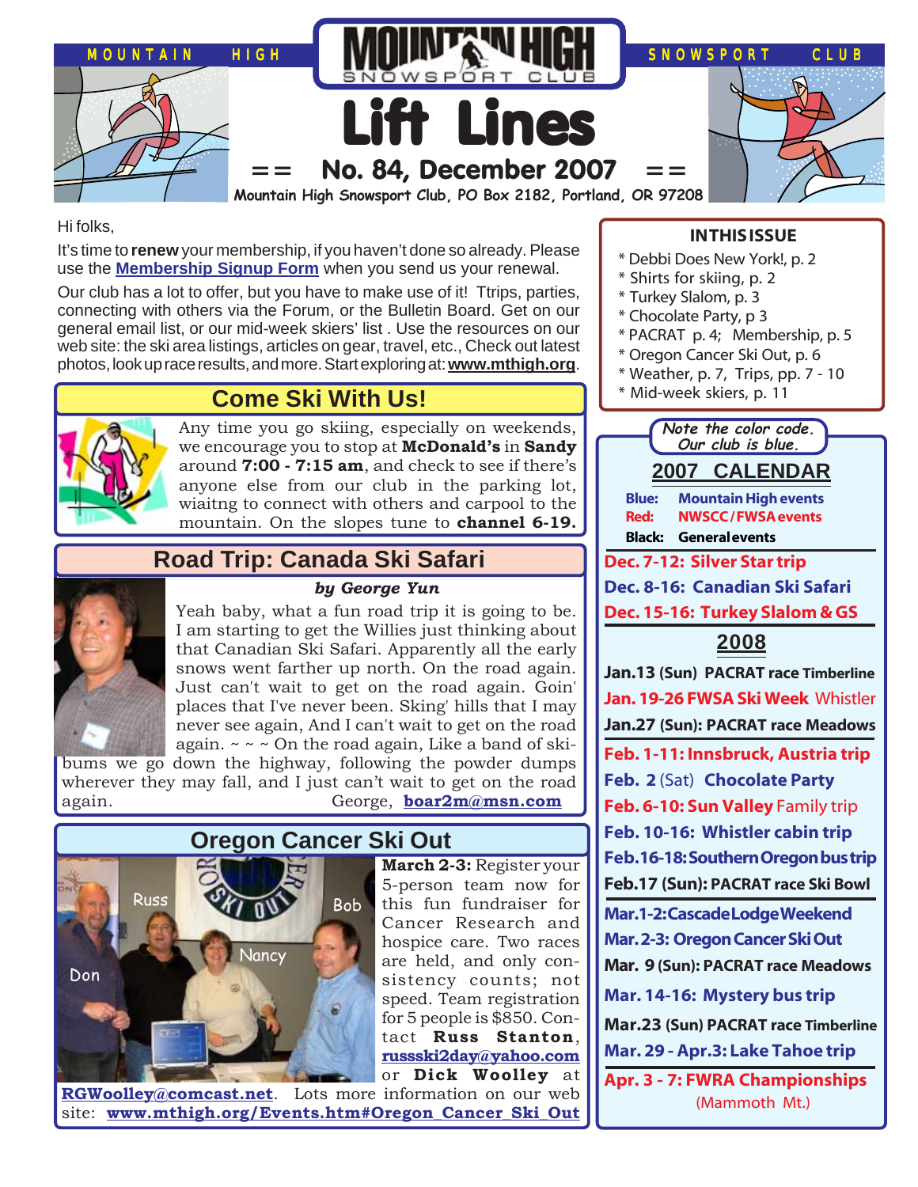MOUNTAIN HIGH SNOWSPORT CLUB

# Lift Lines

## == No. 84, December 2007 ==

**Mountain High Snowsport Club, PO Box 2182, Portland, OR 97208**

Hi folks,

It's time to **renew** your membership, if you haven't done so already. Please use the **Membership Signup Form** when you send us your renewal.

Our club has a lot to offer, but you have to make use of it! Ttrips, parties, connecting with others via the Forum, or the Bulletin Board. Get on our general email list, or our mid-week skiers' list . Use the resources on our web site: the ski area listings, articles on gear, travel, etc., Check out latest photos, look up race results, and more. Start exploring at: **www.mthigh.org**.

## Come Ski With Us!

Any time you go skiing, especially on weekends, we encourage you to stop at **McDonald's** in **Sandy** around **7:00 - 7:15 am**, and check to see if there's anyone else from our club in the parking lot, wiaitng to connect with others and carpool to the mountain. On the slopes tune to **channel 6-19.**

## Road Trip: Canada Ski Safari

***by George Yun***

Yeah baby, what a fun road trip it is going to be. I am starting to get the Willies just thinking about that Canadian Ski Safari. Apparently all the early snows went farther up north. On the road again. Just can't wait to get on the road again. Goin' places that I've never been. Sking' hills that I may never see again, And I can't wait to get on the road again. ~ ~ ~ On the road again, Like a band of ski-bums we go down the highway, following the powder dumps wherever they may fall, and I just can't wait to get on the road again.

George, **boar2m@msn.com**

## Oregon Cancer Ski Out

Russ, Bob, Nancy, Don

**March 2-3:** Register your 5-person team now for this fun fundraiser for Cancer Research and hospice care. Two races are held, and only consistency counts; not speed. Team registration for 5 people is $850. Contact **Russ Stanton**, **russski2day@yahoo.com** or **Dick Woolley** at **RGWoolley@comcast.net**. Lots more information on our web site: **www.mthigh.org/Events.htm#Oregon_Cancer_Ski_Out**

### IN THIS ISSUE

* Debbi Does New York!, p. 2
* Shirts for skiing, p. 2
* Turkey Slalom, p. 3
* Chocolate Party, p 3
* PACRAT p. 4; Membership, p. 5
* Oregon Cancer Ski Out, p. 6
* Weather, p. 7, Trips, pp. 7 - 10
* Mid-week skiers, p. 11

*Note the color code. Our club is blue.*

### 2007 CALENDAR

**Blue:** Mountain High events
**Red:** NWSCC / FWSA events
**Black:** General events

**Dec. 7-12: Silver Star trip**
**Dec. 8-16: Canadian Ski Safari**
**Dec. 15-16: Turkey Slalom & GS**

### 2008

**Jan.13** (Sun) **PACRAT race** Timberline
**Jan. 19-26 FWSA Ski Week** Whistler
**Jan.27** (Sun): **PACRAT race Meadows**
**Feb. 1-11: Innsbruck, Austria trip**
**Feb. 2** (Sat) **Chocolate Party**
**Feb. 6-10: Sun Valley** Family trip
**Feb. 10-16: Whistler cabin trip**
**Feb.16-18: Southern Oregon bus trip**
**Feb.17** (Sun): **PACRAT race Ski Bowl**
**Mar.1-2: Cascade Lodge Weekend**
**Mar. 2-3: Oregon Cancer Ski Out**
**Mar. 9** (Sun): **PACRAT race Meadows**
**Mar. 14-16: Mystery bus trip**
**Mar.23** (Sun) **PACRAT race** Timberline
**Mar. 29 - Apr.3: Lake Tahoe trip**
**Apr. 3 - 7: FWRA Championships** (Mammoth Mt.)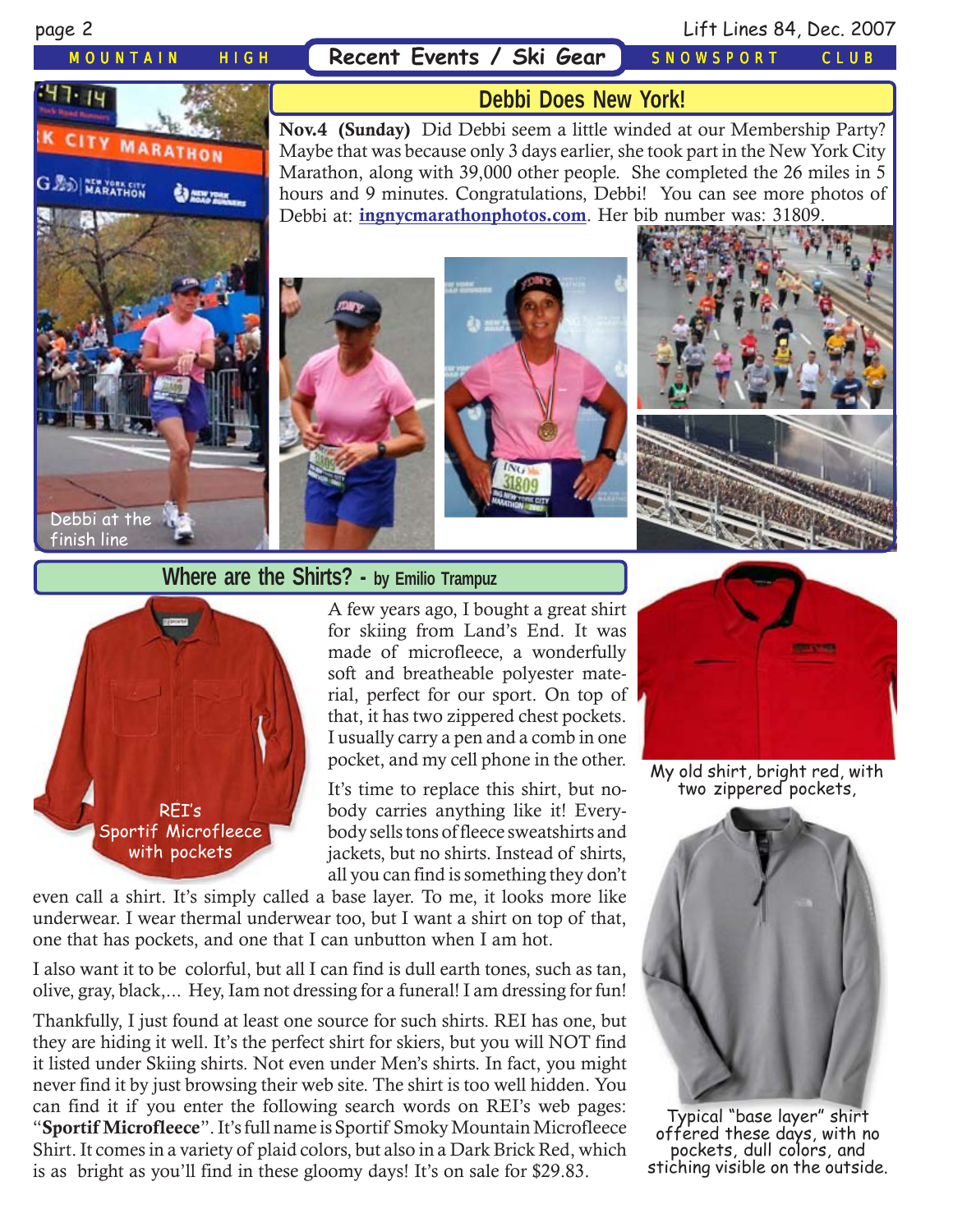## Debbi Does New York!

**Nov.4 (Sunday)** Did Debbi seem a little winded at our Membership Party? Maybe that was because only 3 days earlier, she took part in the New York City Marathon, along with 39,000 other people. She completed the 26 miles in 5 hours and 9 minutes. Congratulations, Debbi! You can see more photos of Debbi at: **ingnycmarathonphotos.com**. Her bib number was: 31809.

Debbi at the finish line

## Where are the Shirts? - by Emilio Trampuz

A few years ago, I bought a great shirt for skiing from Land's End. It was made of microfleece, a wonderfully soft and breatheable polyester material, perfect for our sport. On top of that, it has two zippered chest pockets. I usually carry a pen and a comb in one pocket, and my cell phone in the other.

It's time to replace this shirt, but nobody carries anything like it! Everybody sells tons of fleece sweatshirts and jackets, but no shirts. Instead of shirts, all you can find is something they don't even call a shirt. It's simply called a base layer. To me, it looks more like underwear. I wear thermal underwear too, but I want a shirt on top of that, one that has pockets, and one that I can unbutton when I am hot.

I also want it to be colorful, but all I can find is dull earth tones, such as tan, olive, gray, black,... Hey, Iam not dressing for a funeral! I am dressing for fun!

Thankfully, I just found at least one source for such shirts. REI has one, but they are hiding it well. It's the perfect shirt for skiers, but you will NOT find it listed under Skiing shirts. Not even under Men's shirts. In fact, you might never find it by just browsing their web site. The shirt is too well hidden. You can find it if you enter the following search words on REI's web pages: "**Sportif Microfleece**". It's full name is Sportif Smoky Mountain Microfleece Shirt. It comes in a variety of plaid colors, but also in a Dark Brick Red, which is as bright as you'll find in these gloomy days! It's on sale for $29.83.

REI's Sportif Microfleece with pockets

My old shirt, bright red, with two zippered pockets,

Typical "base layer" shirt offered these days, with no pockets, dull colors, and stiching visible on the outside.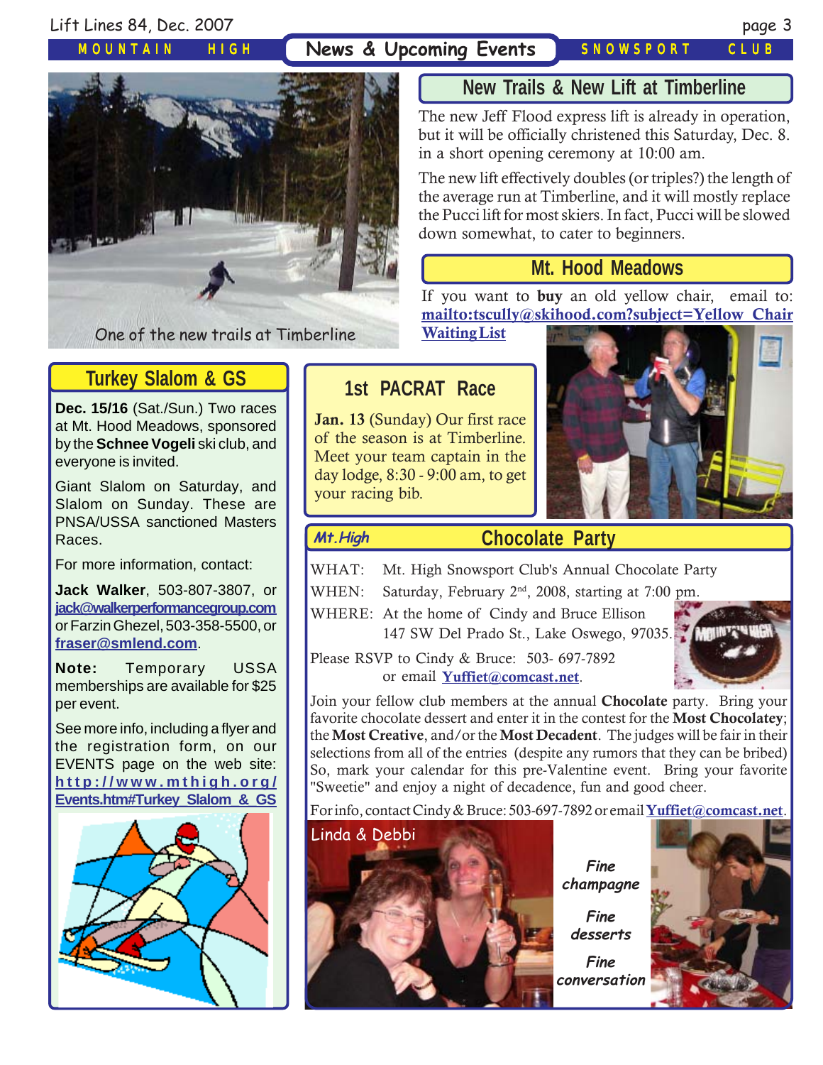# News & Upcoming Events

One of the new trails at Timberline

## New Trails & New Lift at Timberline

The new Jeff Flood express lift is already in operation, but it will be officially christened this Saturday, Dec. 8. in a short opening ceremony at 10:00 am.

The new lift effectively doubles (or triples?) the length of the average run at Timberline, and it will mostly replace the Pucci lift for most skiers. In fact, Pucci will be slowed down somewhat, to cater to beginners.

## Mt. Hood Meadows

If you want to **buy** an old yellow chair, email to: mailto:tscully@skihood.com?subject=Yellow_Chair Waiting List

## Turkey Slalom & GS

**Dec. 15/16** (Sat./Sun.) Two races at Mt. Hood Meadows, sponsored by the **Schnee Vogeli** ski club, and everyone is invited.

Giant Slalom on Saturday, and Slalom on Sunday. These are PNSA/USSA sanctioned Masters Races.

For more information, contact:

**Jack Walker**, 503-807-3807, or jack@walkerperformancegroup.com or Farzin Ghezel, 503-358-5500, or fraser@smlend.com.

**Note:** Temporary USSA memberships are available for $25 per event.

See more info, including a flyer and the registration form, on our EVENTS page on the web site: http://www.mthigh.org/Events.htm#Turkey_Slalom_&_GS

## 1st PACRAT Race

**Jan. 13** (Sunday) Our first race of the season is at Timberline. Meet your team captain in the day lodge, 8:30 - 9:00 am, to get your racing bib.

## Chocolate Party

WHAT: Mt. High Snowsport Club's Annual Chocolate Party

WHEN: Saturday, February 2nd, 2008, starting at 7:00 pm.

WHERE: At the home of Cindy and Bruce Ellison
147 SW Del Prado St., Lake Oswego, 97035.

Please RSVP to Cindy & Bruce: 503- 697-7892
or email Yuffiet@comcast.net.

Join your fellow club members at the annual **Chocolate** party. Bring your favorite chocolate dessert and enter it in the contest for the **Most Chocolatey**; the **Most Creative**, and/or the **Most Decadent**. The judges will be fair in their selections from all of the entries (despite any rumors that they can be bribed) So, mark your calendar for this pre-Valentine event. Bring your favorite "Sweetie" and enjoy a night of decadence, fun and good cheer.

For info, contact Cindy & Bruce: 503-697-7892 or email Yuffiet@comcast.net.

Linda & Debbi

*Fine champagne*

*Fine desserts*

*Fine conversation*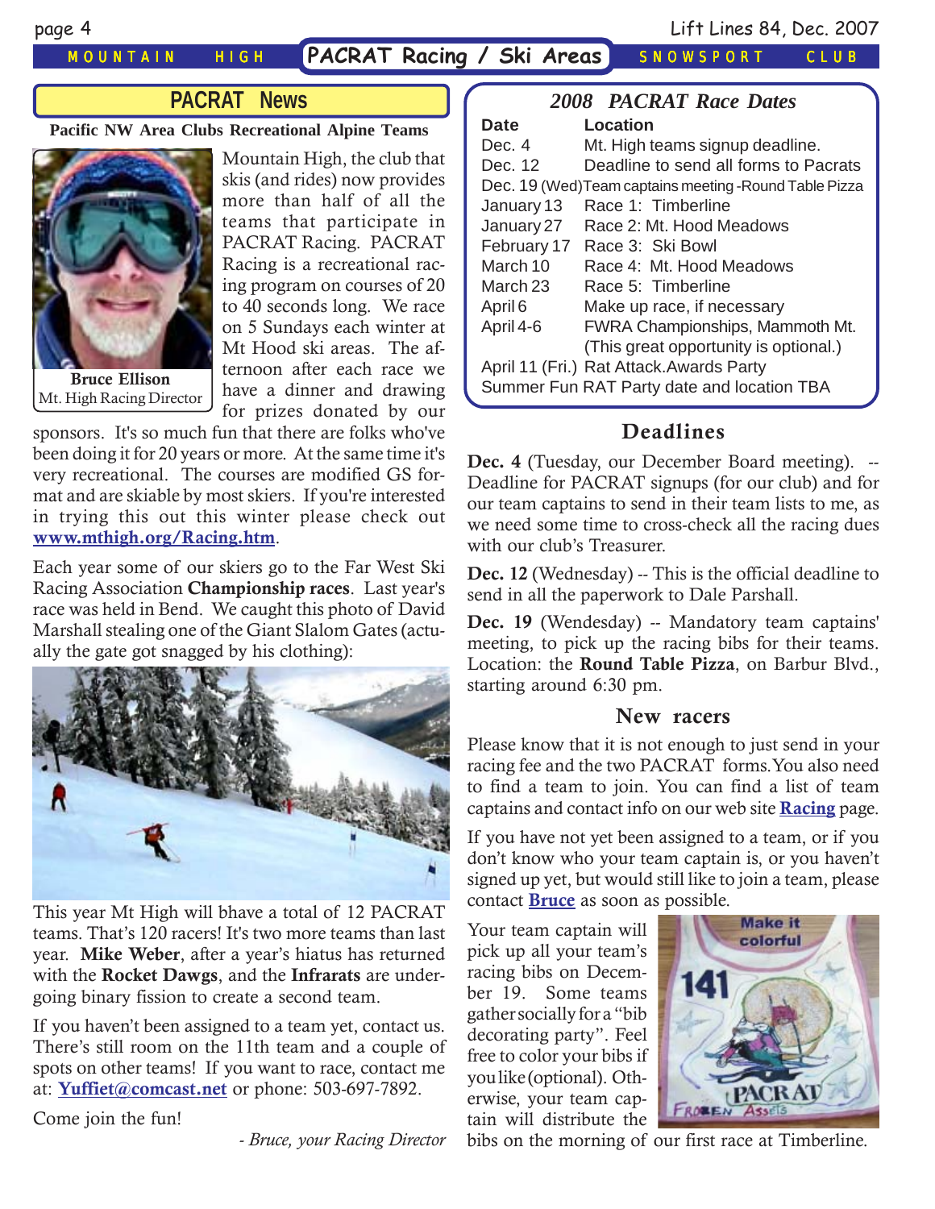## PACRAT News

**Pacific NW Area Clubs Recreational Alpine Teams**

**Bruce Ellison**
Mt. High Racing Director

Mountain High, the club that skis (and rides) now provides more than half of all the teams that participate in PACRAT Racing. PACRAT Racing is a recreational racing program on courses of 20 to 40 seconds long. We race on 5 Sundays each winter at Mt Hood ski areas. The afternoon after each race we have a dinner and drawing for prizes donated by our sponsors. It's so much fun that there are folks who've been doing it for 20 years or more. At the same time it's very recreational. The courses are modified GS format and are skiable by most skiers. If you're interested in trying this out this winter please check out **www.mthigh.org/Racing.htm**.

Each year some of our skiers go to the Far West Ski Racing Association **Championship races**. Last year's race was held in Bend. We caught this photo of David Marshall stealing one of the Giant Slalom Gates (actually the gate got snagged by his clothing):

This year Mt High will bhave a total of 12 PACRAT teams. That's 120 racers! It's two more teams than last year. **Mike Weber**, after a year's hiatus has returned with the **Rocket Dawgs**, and the **Infrarats** are undergoing binary fission to create a second team.

If you haven't been assigned to a team yet, contact us. There's still room on the 11th team and a couple of spots on other teams! If you want to race, contact me at: **Yuffiet@comcast.net** or phone: 503-697-7892.

Come join the fun!

*- Bruce, your Racing Director*

### *2008 PACRAT Race Dates*

| Date | Location |
|---|---|
| Dec. 4 | Mt. High teams signup deadline. |
| Dec. 12 | Deadline to send all forms to Pacrats |
| Dec. 19 (Wed) | Team captains meeting -Round Table Pizza |
| January 13 | Race 1: Timberline |
| January 27 | Race 2: Mt. Hood Meadows |
| February 17 | Race 3: Ski Bowl |
| March 10 | Race 4: Mt. Hood Meadows |
| March 23 | Race 5: Timberline |
| April 6 | Make up race, if necessary |
| April 4-6 | FWRA Championships, Mammoth Mt. (This great opportunity is optional.) |
| April 11 (Fri.) | Rat Attack.Awards Party |
| Summer Fun RAT Party date and location TBA | |

### Deadlines

**Dec. 4** (Tuesday, our December Board meeting). -- Deadline for PACRAT signups (for our club) and for our team captains to send in their team lists to me, as we need some time to cross-check all the racing dues with our club's Treasurer.

**Dec. 12** (Wednesday) -- This is the official deadline to send in all the paperwork to Dale Parshall.

**Dec. 19** (Wendesday) -- Mandatory team captains' meeting, to pick up the racing bibs for their teams. Location: the **Round Table Pizza**, on Barbur Blvd., starting around 6:30 pm.

### New racers

Please know that it is not enough to just send in your racing fee and the two PACRAT forms.You also need to find a team to join. You can find a list of team captains and contact info on our web site **Racing** page.

If you have not yet been assigned to a team, or if you don't know who your team captain is, or you haven't signed up yet, but would still like to join a team, please contact **Bruce** as soon as possible.

Your team captain will pick up all your team's racing bibs on December 19. Some teams gather socially for a "bib decorating party". Feel free to color your bibs if you like (optional). Otherwise, your team captain will distribute the bibs on the morning of our first race at Timberline.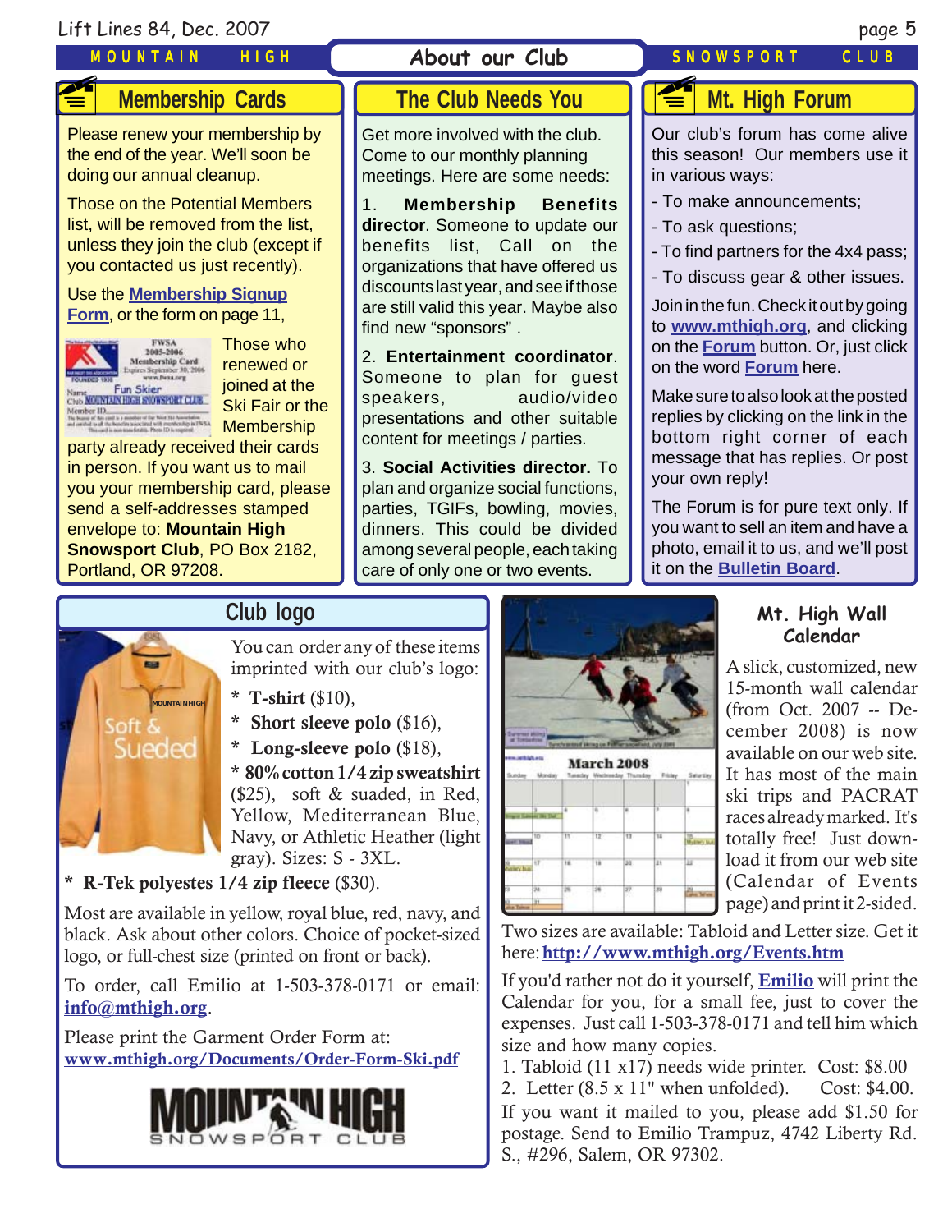## About our Club

### Membership Cards

Please renew your membership by the end of the year. We'll soon be doing our annual cleanup.

Those on the Potential Members list, will be removed from the list, unless they join the club (except if you contacted us just recently).

Use the **Membership Signup Form**, or the form on page 11,

Those who renewed or joined at the Ski Fair or the Membership party already received their cards in person. If you want us to mail you your membership card, please send a self-addresses stamped envelope to: **Mountain High Snowsport Club**, PO Box 2182, Portland, OR 97208.

### The Club Needs You

Get more involved with the club. Come to our monthly planning meetings. Here are some needs:

1. **Membership Benefits director**. Someone to update our benefits list, Call on the organizations that have offered us discounts last year, and see if those are still valid this year. Maybe also find new "sponsors" .

2. **Entertainment coordinator**. Someone to plan for guest speakers, audio/video presentations and other suitable content for meetings / parties.

3. **Social Activities director.** To plan and organize social functions, parties, TGIFs, bowling, movies, dinners. This could be divided among several people, each taking care of only one or two events.

### Mt. High Forum

Our club's forum has come alive this season! Our members use it in various ways:

- To make announcements;
- To ask questions;
- To find partners for the 4x4 pass;
- To discuss gear & other issues.

Join in the fun. Check it out by going to **www.mthigh.org**, and clicking on the **Forum** button. Or, just click on the word **Forum** here.

Make sure to also look at the posted replies by clicking on the link in the bottom right corner of each message that has replies. Or post your own reply!

The Forum is for pure text only. If you want to sell an item and have a photo, email it to us, and we'll post it on the **Bulletin Board**.

### Club logo

You can order any of these items imprinted with our club's logo:

* **T-shirt** ($10),
* **Short sleeve polo** ($16),
* **Long-sleeve polo** ($18),
* **80% cotton 1/4 zip sweatshirt** ($25), soft & suaded, in Red, Yellow, Mediterranean Blue, Navy, or Athletic Heather (light gray). Sizes: S - 3XL.
* **R-Tek polyestes 1/4 zip fleece** ($30).

Most are available in yellow, royal blue, red, navy, and black. Ask about other colors. Choice of pocket-sized logo, or full-chest size (printed on front or back).

To order, call Emilio at 1-503-378-0171 or email: **info@mthigh.org**.

Please print the Garment Order Form at:
**www.mthigh.org/Documents/Order-Form-Ski.pdf**

### Mt. High Wall Calendar

A slick, customized, new 15-month wall calendar (from Oct. 2007 -- December 2008) is now available on our web site. It has most of the main ski trips and PACRAT races already marked. It's totally free! Just download it from our web site (Calendar of Events page) and print it 2-sided.

Two sizes are available: Tabloid and Letter size. Get it here: **http://www.mthigh.org/Events.htm**

If you'd rather not do it yourself, **Emilio** will print the Calendar for you, for a small fee, just to cover the expenses. Just call 1-503-378-0171 and tell him which size and how many copies.

1. Tabloid (11 x17) needs wide printer. Cost: $8.00
2. Letter (8.5 x 11" when unfolded). Cost: $4.00.

If you want it mailed to you, please add $1.50 for postage. Send to Emilio Trampuz, 4742 Liberty Rd. S., #296, Salem, OR 97302.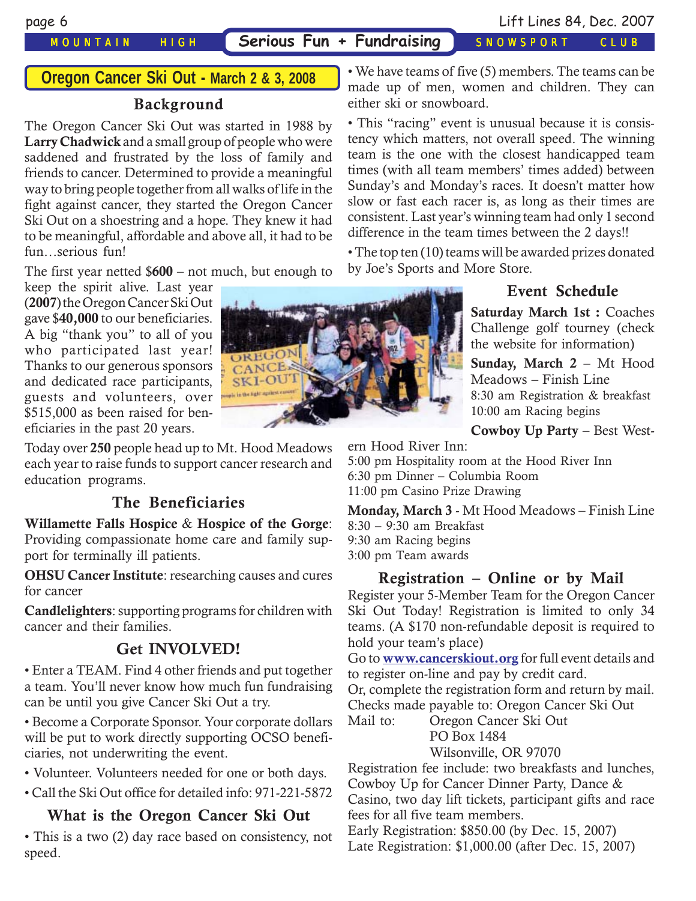## Oregon Cancer Ski Out - March 2 & 3, 2008

### Background

The Oregon Cancer Ski Out was started in 1988 by **Larry Chadwick** and a small group of people who were saddened and frustrated by the loss of family and friends to cancer. Determined to provide a meaningful way to bring people together from all walks of life in the fight against cancer, they started the Oregon Cancer Ski Out on a shoestring and a hope. They knew it had to be meaningful, affordable and above all, it had to be fun…serious fun!

The first year netted $**600** – not much, but enough to keep the spirit alive. Last year (**2007**) the Oregon Cancer Ski Out gave $**40,000** to our beneficiaries. A big "thank you" to all of you who participated last year! Thanks to our generous sponsors and dedicated race participants, guests and volunteers, over $515,000 as been raised for beneficiaries in the past 20 years.

Today over **250** people head up to Mt. Hood Meadows each year to raise funds to support cancer research and education programs.

### The Beneficiaries

**Willamette Falls Hospice** & **Hospice of the Gorge**: Providing compassionate home care and family support for terminally ill patients.

**OHSU Cancer Institute**: researching causes and cures for cancer

**Candlelighters**: supporting programs for children with cancer and their families.

### Get INVOLVED!

• Enter a TEAM. Find 4 other friends and put together a team. You'll never know how much fun fundraising can be until you give Cancer Ski Out a try.

• Become a Corporate Sponsor. Your corporate dollars will be put to work directly supporting OCSO beneficiaries, not underwriting the event.

• Volunteer. Volunteers needed for one or both days.

• Call the Ski Out office for detailed info: 971-221-5872

### What is the Oregon Cancer Ski Out

• This is a two (2) day race based on consistency, not speed.

• We have teams of five (5) members. The teams can be made up of men, women and children. They can either ski or snowboard.

• This "racing" event is unusual because it is consistency which matters, not overall speed. The winning team is the one with the closest handicapped team times (with all team members' times added) between Sunday's and Monday's races. It doesn't matter how slow or fast each racer is, as long as their times are consistent. Last year's winning team had only 1 second difference in the team times between the 2 days!!

• The top ten (10) teams will be awarded prizes donated by Joe's Sports and More Store.

### Event Schedule

**Saturday March 1st :** Coaches Challenge golf tourney (check the website for information)

**Sunday, March 2** – Mt Hood Meadows – Finish Line
8:30 am Registration & breakfast
10:00 am Racing begins

**Cowboy Up Party** – Best Western Hood River Inn:
5:00 pm Hospitality room at the Hood River Inn
6:30 pm Dinner – Columbia Room
11:00 pm Casino Prize Drawing

**Monday, March 3** - Mt Hood Meadows – Finish Line
8:30 – 9:30 am Breakfast
9:30 am Racing begins
3:00 pm Team awards

### Registration – Online or by Mail

Register your 5-Member Team for the Oregon Cancer Ski Out Today! Registration is limited to only 34 teams. (A $170 non-refundable deposit is required to hold your team's place)

Go to **www.cancerskiout.org** for full event details and to register on-line and pay by credit card.

Or, complete the registration form and return by mail.

Checks made payable to: Oregon Cancer Ski Out

Mail to: Oregon Cancer Ski Out
PO Box 1484
Wilsonville, OR 97070

Registration fee include: two breakfasts and lunches, Cowboy Up for Cancer Dinner Party, Dance & Casino, two day lift tickets, participant gifts and race fees for all five team members.

Early Registration: $850.00 (by Dec. 15, 2007)
Late Registration: $1,000.00 (after Dec. 15, 2007)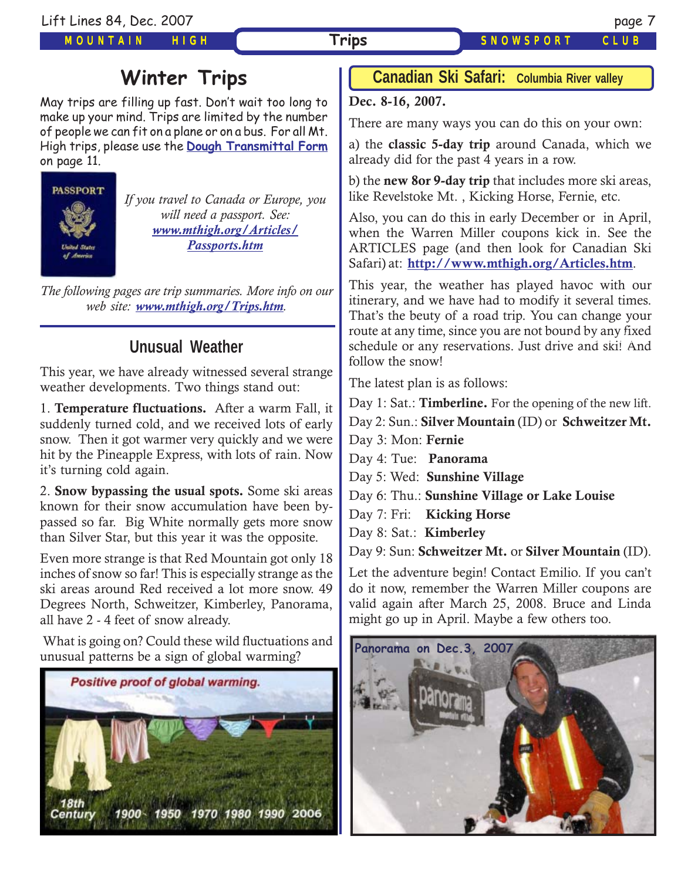# Winter Trips

May trips are filling up fast. Don't wait too long to make up your mind. Trips are limited by the number of people we can fit on a plane or on a bus. For all Mt. High trips, please use the **Dough Transmittal Form** on page 11.

*If you travel to Canada or Europe, you will need a passport. See: www.mthigh.org/Articles/Passports.htm*

*The following pages are trip summaries. More info on our web site: www.mthigh.org/Trips.htm.*

## Unusual Weather

This year, we have already witnessed several strange weather developments. Two things stand out:

1. **Temperature fluctuations.** After a warm Fall, it suddenly turned cold, and we received lots of early snow. Then it got warmer very quickly and we were hit by the Pineapple Express, with lots of rain. Now it's turning cold again.

2. **Snow bypassing the usual spots.** Some ski areas known for their snow accumulation have been bypassed so far. Big White normally gets more snow than Silver Star, but this year it was the opposite.

Even more strange is that Red Mountain got only 18 inches of snow so far! This is especially strange as the ski areas around Red received a lot more snow. 49 Degrees North, Schweitzer, Kimberley, Panorama, all have 2 - 4 feet of snow already.

What is going on? Could these wild fluctuations and unusual patterns be a sign of global warming?

Positive proof of global warming.

18th Century 1900 1950 1970 1980 1990 2006

## Canadian Ski Safari: Columbia River valley

**Dec. 8-16, 2007.**

There are many ways you can do this on your own:

a) the **classic 5-day trip** around Canada, which we already did for the past 4 years in a row.

b) the **new 8or 9-day trip** that includes more ski areas, like Revelstoke Mt. , Kicking Horse, Fernie, etc.

Also, you can do this in early December or in April, when the Warren Miller coupons kick in. See the ARTICLES page (and then look for Canadian Ski Safari) at: **http://www.mthigh.org/Articles.htm**.

This year, the weather has played havoc with our itinerary, and we have had to modify it several times. That's the beuty of a road trip. You can change your route at any time, since you are not bound by any fixed schedule or any reservations. Just drive and ski! And follow the snow!

The latest plan is as follows:

Day 1: Sat.: **Timberline.** For the opening of the new lift.

Day 2: Sun.: **Silver Mountain** (ID) or **Schweitzer Mt.**

Day 3: Mon: **Fernie**

Day 4: Tue: **Panorama**

Day 5: Wed: **Sunshine Village**

Day 6: Thu.: **Sunshine Village or Lake Louise**

Day 7: Fri: **Kicking Horse**

Day 8: Sat.: **Kimberley**

Day 9: Sun: **Schweitzer Mt.** or **Silver Mountain** (ID).

Let the adventure begin! Contact Emilio. If you can't do it now, remember the Warren Miller coupons are valid again after March 25, 2008. Bruce and Linda might go up in April. Maybe a few others too.

Panorama on Dec.3, 2007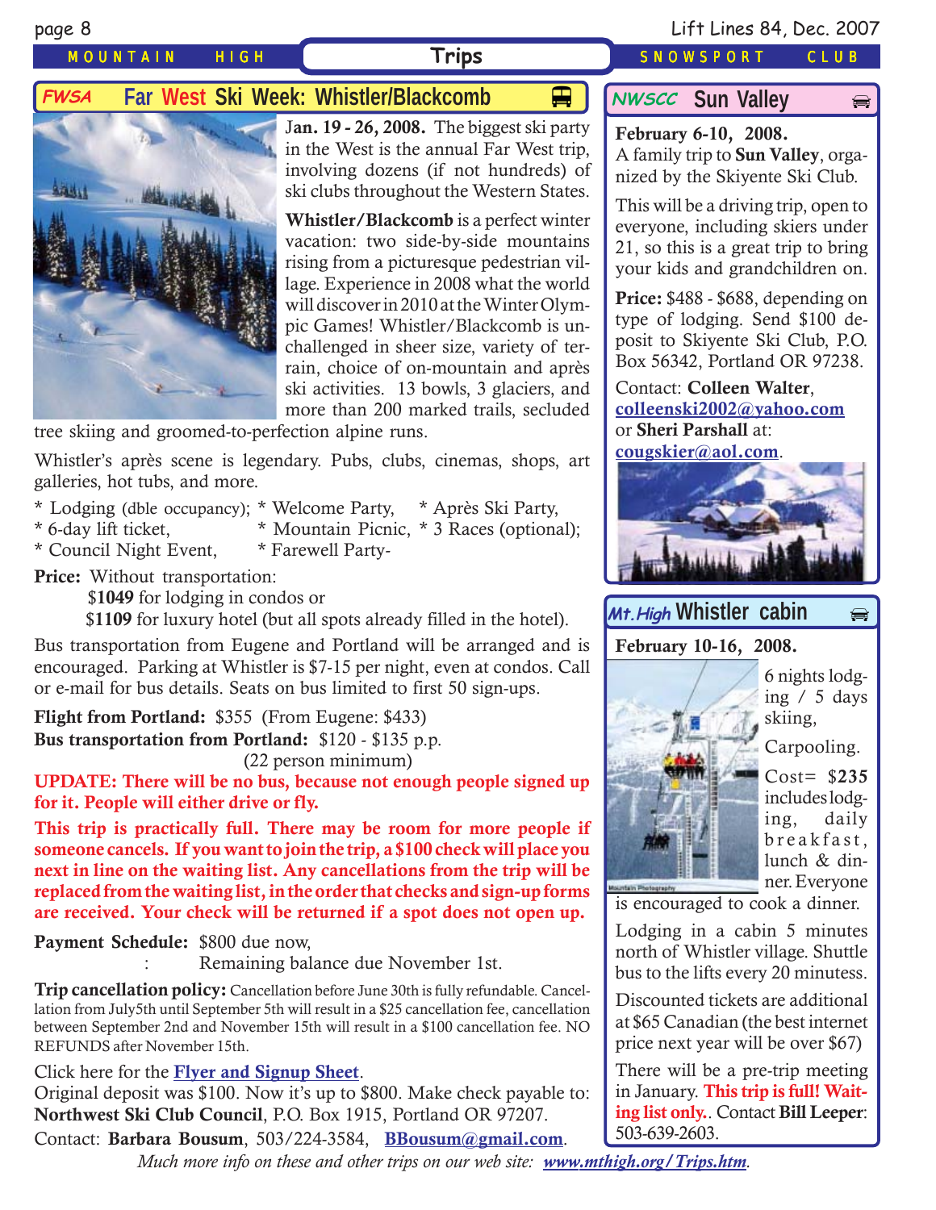# Trips

MOUNTAIN HIGH SNOWSPORT CLUB

## FWSA Far West Ski Week: Whistler/Blackcomb

**Jan. 19 - 26, 2008.** The biggest ski party in the West is the annual Far West trip, involving dozens (if not hundreds) of ski clubs throughout the Western States.

**Whistler/Blackcomb** is a perfect winter vacation: two side-by-side mountains rising from a picturesque pedestrian village. Experience in 2008 what the world will discover in 2010 at the Winter Olympic Games! Whistler/Blackcomb is unchallenged in sheer size, variety of terrain, choice of on-mountain and après ski activities. 13 bowls, 3 glaciers, and more than 200 marked trails, secluded tree skiing and groomed-to-perfection alpine runs.

Whistler's après scene is legendary. Pubs, clubs, cinemas, shops, art galleries, hot tubs, and more.

* Lodging (dble occupancy); * Welcome Party, * Après Ski Party,
* 6-day lift ticket, * Mountain Picnic, * 3 Races (optional);
* Council Night Event, * Farewell Party-

**Price:** Without transportation:
**$1049** for lodging in condos or
**$1109** for luxury hotel (but all spots already filled in the hotel).

Bus transportation from Eugene and Portland will be arranged and is encouraged. Parking at Whistler is $7-15 per night, even at condos. Call or e-mail for bus details. Seats on bus limited to first 50 sign-ups.

**Flight from Portland:** $355 (From Eugene: $433)
**Bus transportation from Portland:** $120 - $135 p.p. (22 person minimum)

**UPDATE: There will be no bus, because not enough people signed up for it. People will either drive or fly.**

**This trip is practically full. There may be room for more people if someone cancels. If you want to join the trip, a $100 check will place you next in line on the waiting list. Any cancellations from the trip will be replaced from the waiting list, in the order that checks and sign-up forms are received. Your check will be returned if a spot does not open up.**

**Payment Schedule:** $800 due now,
: Remaining balance due November 1st.

**Trip cancellation policy:** Cancellation before June 30th is fully refundable. Cancellation from July5th until September 5th will result in a $25 cancellation fee, cancellation between September 2nd and November 15th will result in a $100 cancellation fee. NO REFUNDS after November 15th.

Click here for the **Flyer and Signup Sheet**.
Original deposit was $100. Now it's up to $800. Make check payable to: **Northwest Ski Club Council**, P.O. Box 1915, Portland OR 97207.
Contact: **Barbara Bousum**, 503/224-3584, **BBousum@gmail.com**.

## NWSCC Sun Valley

**February 6-10, 2008.**
A family trip to **Sun Valley**, organized by the Skiyente Ski Club.

This will be a driving trip, open to everyone, including skiers under 21, so this is a great trip to bring your kids and grandchildren on.

**Price:** $488 - $688, depending on type of lodging. Send $100 deposit to Skiyente Ski Club, P.O. Box 56342, Portland OR 97238.

Contact: **Colleen Walter**, **colleenski2002@yahoo.com** or **Sheri Parshall** at: **cougskier@aol.com**.

## Mt.High Whistler cabin

**February 10-16, 2008.**

6 nights lodging / 5 days skiing,

Carpooling.

Cost= $**235** includes lodging, daily breakfast, lunch & dinner. Everyone is encouraged to cook a dinner.

Lodging in a cabin 5 minutes north of Whistler village. Shuttle bus to the lifts every 20 minutess.

Discounted tickets are additional at $65 Canadian (the best internet price next year will be over $67)

There will be a pre-trip meeting in January. **This trip is full! Waiting list only.**. Contact **Bill Leeper**: 503-639-2603.

*Much more info on these and other trips on our web site:* ***www.mthigh.org/Trips.htm***.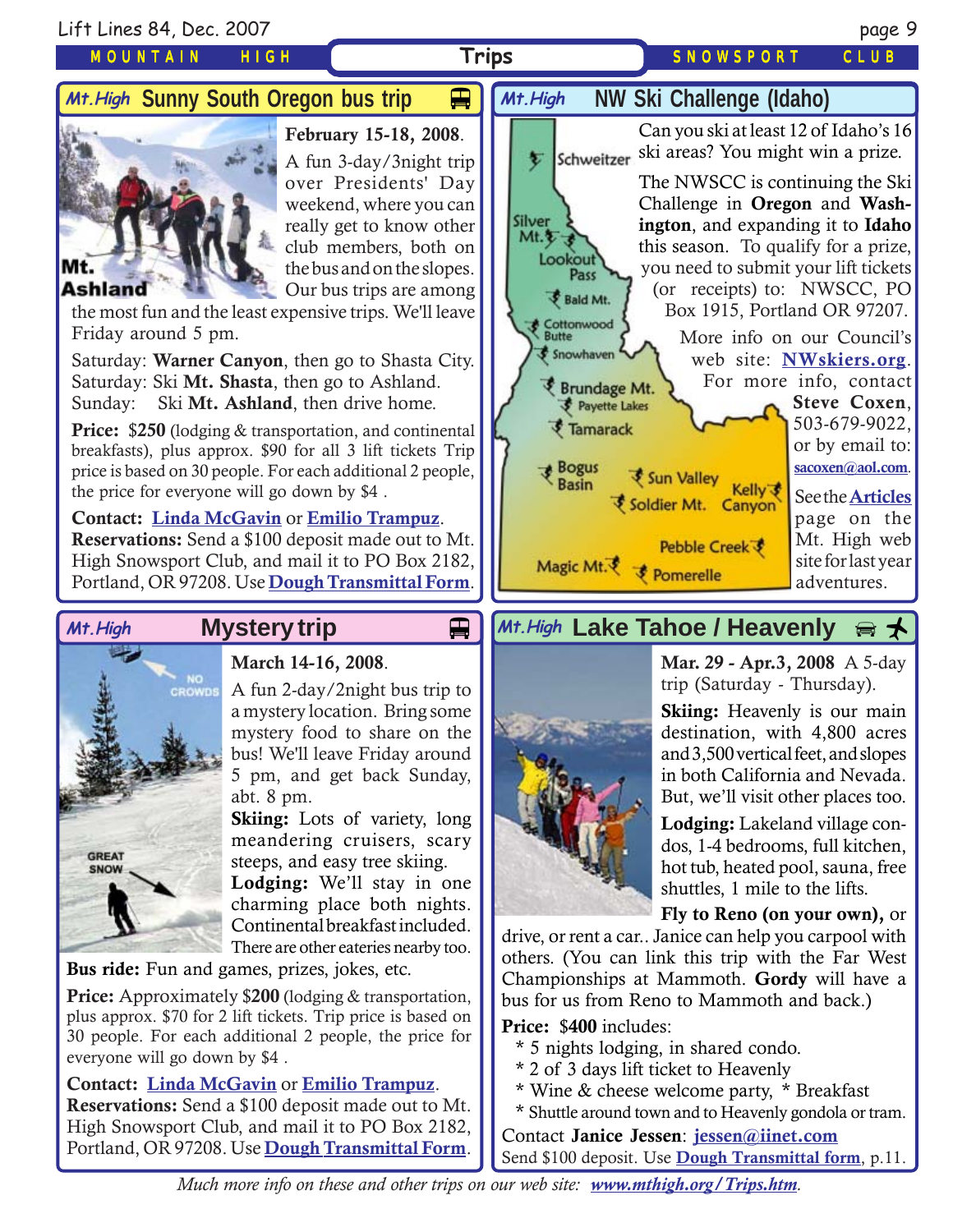## Trips

### Mt.High Sunny South Oregon bus trip

Mt. Ashland

**February 15-18, 2008.**

A fun 3-day/3night trip over Presidents' Day weekend, where you can really get to know other club members, both on the bus and on the slopes. Our bus trips are among the most fun and the least expensive trips. We'll leave Friday around 5 pm.

Saturday: **Warner Canyon**, then go to Shasta City.
Saturday: Ski **Mt. Shasta**, then go to Ashland.
Sunday: Ski **Mt. Ashland**, then drive home.

**Price:** $**250** (lodging & transportation, and continental breakfasts), plus approx. $90 for all 3 lift tickets Trip price is based on 30 people. For each additional 2 people, the price for everyone will go down by $4 .

**Contact:** Linda McGavin or Emilio Trampuz.
**Reservations:** Send a $100 deposit made out to Mt. High Snowsport Club, and mail it to PO Box 2182, Portland, OR 97208. Use Dough Transmittal Form.

### Mt.High NW Ski Challenge (Idaho)

Schweitzer, Silver Mt., Lookout Pass, Bald Mt., Cottonwood Butte, Snowhaven, Brundage Mt., Payette Lakes, Tamarack, Bogus Basin, Sun Valley, Soldier Mt., Kelly Canyon, Pebble Creek, Magic Mt., Pomerelle

Can you ski at least 12 of Idaho's 16 ski areas? You might win a prize.

The NWSCC is continuing the Ski Challenge in **Oregon** and **Washington**, and expanding it to **Idaho** this season. To qualify for a prize, you need to submit your lift tickets (or receipts) to: NWSCC, PO Box 1915, Portland OR 97207.

More info on our Council's web site: NWskiers.org. For more info, contact **Steve Coxen**, 503-679-9022, or by email to: sacoxen@aol.com.

See the Articles page on the Mt. High web site for last year adventures.

### Mt.High Mystery trip

NO CROWDS

GREAT SNOW

**March 14-16, 2008.**

A fun 2-day/2night bus trip to a mystery location. Bring some mystery food to share on the bus! We'll leave Friday around 5 pm, and get back Sunday, abt. 8 pm.

**Skiing:** Lots of variety, long meandering cruisers, scary steeps, and easy tree skiing.

**Lodging:** We'll stay in one charming place both nights. Continental breakfast included. There are other eateries nearby too.

**Bus ride:** Fun and games, prizes, jokes, etc.

**Price:** Approximately $**200** (lodging & transportation, plus approx. $70 for 2 lift tickets. Trip price is based on 30 people. For each additional 2 people, the price for everyone will go down by $4 .

**Contact:** Linda McGavin or Emilio Trampuz.
**Reservations:** Send a $100 deposit made out to Mt. High Snowsport Club, and mail it to PO Box 2182, Portland, OR 97208. Use Dough Transmittal Form.

### Mt.High Lake Tahoe / Heavenly

**Mar. 29 - Apr.3, 2008** A 5-day trip (Saturday - Thursday).

**Skiing:** Heavenly is our main destination, with 4,800 acres and 3,500 vertical feet, and slopes in both California and Nevada. But, we'll visit other places too.

**Lodging:** Lakeland village condos, 1-4 bedrooms, full kitchen, hot tub, heated pool, sauna, free shuttles, 1 mile to the lifts.

**Fly to Reno (on your own),** or drive, or rent a car.. Janice can help you carpool with others. (You can link this trip with the Far West Championships at Mammoth. **Gordy** will have a bus for us from Reno to Mammoth and back.)

**Price:** $**400** includes:

* 5 nights lodging, in shared condo.
* 2 of 3 days lift ticket to Heavenly
* Wine & cheese welcome party, * Breakfast
* Shuttle around town and to Heavenly gondola or tram.

Contact **Janice Jessen**: jessen@iinet.com
Send $100 deposit. Use Dough Transmittal form, p.11.

*Much more info on these and other trips on our web site: www.mthigh.org/Trips.htm.*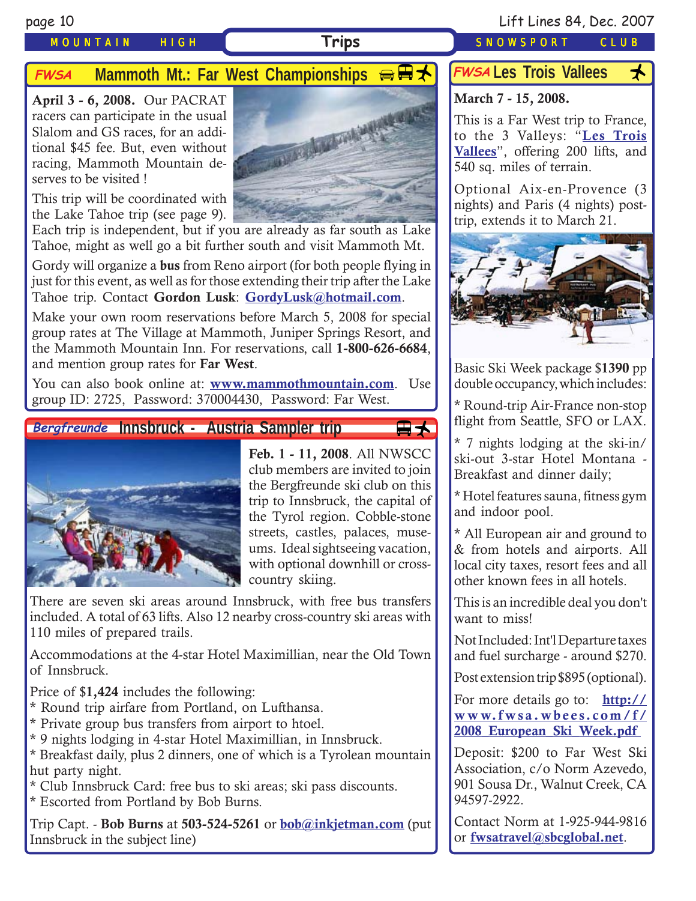## Trips

### FWSA Mammoth Mt.: Far West Championships

**April 3 - 6, 2008.** Our PACRAT racers can participate in the usual Slalom and GS races, for an additional $45 fee. But, even without racing, Mammoth Mountain deserves to be visited !

This trip will be coordinated with the Lake Tahoe trip (see page 9). Each trip is independent, but if you are already as far south as Lake Tahoe, might as well go a bit further south and visit Mammoth Mt.

Gordy will organize a **bus** from Reno airport (for both people flying in just for this event, as well as for those extending their trip after the Lake Tahoe trip. Contact **Gordon Lusk**: **GordyLusk@hotmail.com**.

Make your own room reservations before March 5, 2008 for special group rates at The Village at Mammoth, Juniper Springs Resort, and the Mammoth Mountain Inn. For reservations, call **1-800-626-6684**, and mention group rates for **Far West**.

You can also book online at: **www.mammothmountain.com**. Use group ID: 2725, Password: 370004430, Password: Far West.

### Bergfreunde Innsbruck - Austria Sampler trip

**Feb. 1 - 11, 2008**. All NWSCC club members are invited to join the Bergfreunde ski club on this trip to Innsbruck, the capital of the Tyrol region. Cobble-stone streets, castles, palaces, museums. Ideal sightseeing vacation, with optional downhill or cross-country skiing.

There are seven ski areas around Innsbruck, with free bus transfers included. A total of 63 lifts. Also 12 nearby cross-country ski areas with 110 miles of prepared trails.

Accommodations at the 4-star Hotel Maximillian, near the Old Town of Innsbruck.

Price of $**1,424** includes the following:
* Round trip airfare from Portland, on Lufthansa.
* Private group bus transfers from airport to htoel.
* 9 nights lodging in 4-star Hotel Maximillian, in Innsbruck.
* Breakfast daily, plus 2 dinners, one of which is a Tyrolean mountain hut party night.
* Club Innsbruck Card: free bus to ski areas; ski pass discounts.
* Escorted from Portland by Bob Burns.

Trip Capt. - **Bob Burns** at **503-524-5261** or **bob@inkjetman.com** (put Innsbruck in the subject line)

### FWSA Les Trois Vallees

**March 7 - 15, 2008.**

This is a Far West trip to France, to the 3 Valleys: "**Les Trois Vallees**", offering 200 lifts, and 540 sq. miles of terrain.

Optional Aix-en-Provence (3 nights) and Paris (4 nights) post-trip, extends it to March 21.

Basic Ski Week package $**1390** pp double occupancy, which includes:

* Round-trip Air-France non-stop flight from Seattle, SFO or LAX.

* 7 nights lodging at the ski-in/ski-out 3-star Hotel Montana - Breakfast and dinner daily;

* Hotel features sauna, fitness gym and indoor pool.

* All European air and ground to & from hotels and airports. All local city taxes, resort fees and all other known fees in all hotels.

This is an incredible deal you don't want to miss!

Not Included: Int'l Departure taxes and fuel surcharge - around $270.

Post extension trip $895 (optional).

For more details go to: **http://www.fwsa.wbees.com/f/2008_European_Ski_Week.pdf**

Deposit: $200 to Far West Ski Association, c/o Norm Azevedo, 901 Sousa Dr., Walnut Creek, CA 94597-2922.

Contact Norm at 1-925-944-9816 or **fwsatravel@sbcglobal.net**.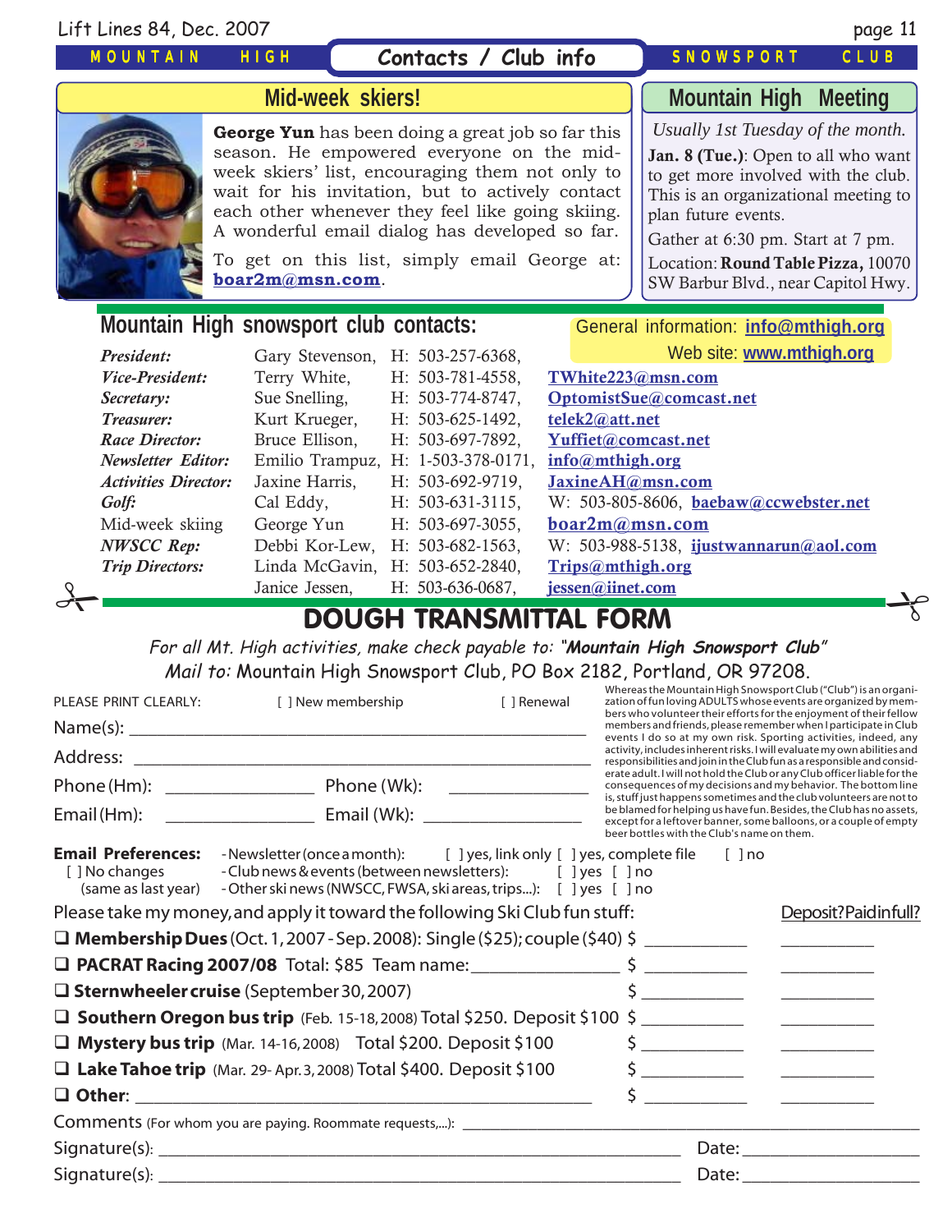## Contacts / Club info

### Mid-week skiers!

**George Yun** has been doing a great job so far this season. He empowered everyone on the mid-week skiers' list, encouraging them not only to wait for his invitation, but to actively contact each other whenever they feel like going skiing. A wonderful email dialog has developed so far.

To get on this list, simply email George at: **boar2m@msn.com**.

### Mountain High Meeting

*Usually 1st Tuesday of the month.*

**Jan. 8 (Tue.)**: Open to all who want to get more involved with the club. This is an organizational meeting to plan future events.

Gather at 6:30 pm. Start at 7 pm.

Location: **Round Table Pizza,** 10070 SW Barbur Blvd., near Capitol Hwy.

## Mountain High snowsport club contacts:

General information: **info@mthigh.org**
Web site: **www.mthigh.org**

| Role | Name | Phone | Email |
|---|---|---|---|
| *President:* | Gary Stevenson, | H: 503-257-6368, | |
| *Vice-President:* | Terry White, | H: 503-781-4558, | TWhite223@msn.com |
| *Secretary:* | Sue Snelling, | H: 503-774-8747, | OptomistSue@comcast.net |
| *Treasurer:* | Kurt Krueger, | H: 503-625-1492, | telek2@att.net |
| *Race Director:* | Bruce Ellison, | H: 503-697-7892, | Yuffiet@comcast.net |
| *Newsletter Editor:* | Emilio Trampuz, | H: 1-503-378-0171, | info@mthigh.org |
| *Activities Director:* | Jaxine Harris, | H: 503-692-9719, | JaxineAH@msn.com |
| *Golf:* | Cal Eddy, | H: 503-631-3115, | W: 503-805-8606, baebaw@ccwebster.net |
| Mid-week skiing | George Yun | H: 503-697-3055, | boar2m@msn.com |
| *NWSCC Rep:* | Debbi Kor-Lew, | H: 503-682-1563, | W: 503-988-5138, ijustwannarun@aol.com |
| *Trip Directors:* | Linda McGavin, | H: 503-652-2840, | Trips@mthigh.org |
| | Janice Jessen, | H: 503-636-0687, | jessen@iinet.com |

## DOUGH TRANSMITTAL FORM

*For all Mt. High activities, make check payable to: "**Mountain High Snowsport Club**"*
*Mail to:* Mountain High Snowsport Club, PO Box 2182, Portland, OR 97208.

PLEASE PRINT CLEARLY: [ ] New membership [ ] Renewal

Name(s): ____________________

Address: ____________________

Phone (Hm): ____________ Phone (Wk): ____________

Email (Hm): ____________ Email (Wk): ____________

Whereas the Mountain High Snowsport Club ("Club") is an organization of fun loving ADULTS whose events are organized by members who volunteer their efforts for the enjoyment of their fellow members and friends, please remember when I participate in Club events I do so at my own risk. Sporting activities, indeed, any activity, includes inherent risks. I will evaluate my own abilities and responsibilities and join in the Club fun as a responsible and considerate adult. I will not hold the Club or any Club officer liable for the consequences of my decisions and my behavior. The bottom line is, stuff just happens sometimes and the club volunteers are not to be blamed for helping us have fun. Besides, the Club has no assets, except for a leftover banner, some balloons, or a couple of empty beer bottles with the Club's name on them.

**Email Preferences:**
[ ] No changes (same as last year)
- Newsletter (once a month): [ ] yes, link only [ ] yes, complete file [ ] no
- Club news & events (between newsletters): [ ] yes [ ] no
- Other ski news (NWSCC, FWSA, ski areas, trips...): [ ] yes [ ] no

Please take my money, and apply it toward the following Ski Club fun stuff: | Deposit? Paid in full?

- ❑ **Membership Dues** (Oct. 1, 2007 - Sep. 2008): Single ($25); couple ($40) $ ________ ________
- ❑ **PACRAT Racing 2007/08** Total: $85 Team name:____________ $ ________ ________
- ❑ **Sternwheeler cruise** (September 30, 2007) $ ________ ________
- ❑ **Southern Oregon bus trip** (Feb. 15-18, 2008) Total $250. Deposit $100 $ ________ ________
- ❑ **Mystery bus trip** (Mar. 14-16, 2008) Total $200. Deposit $100 $ ________ ________
- ❑ **Lake Tahoe trip** (Mar. 29- Apr. 3, 2008) Total $400. Deposit $100 $ ________ ________
- ❑ **Other**: ____________________ $ ________ ________

Comments (For whom you are paying. Roommate requests,...): ____________________

Signature(s): ____________________ Date: ____________

Signature(s): ____________________ Date: ____________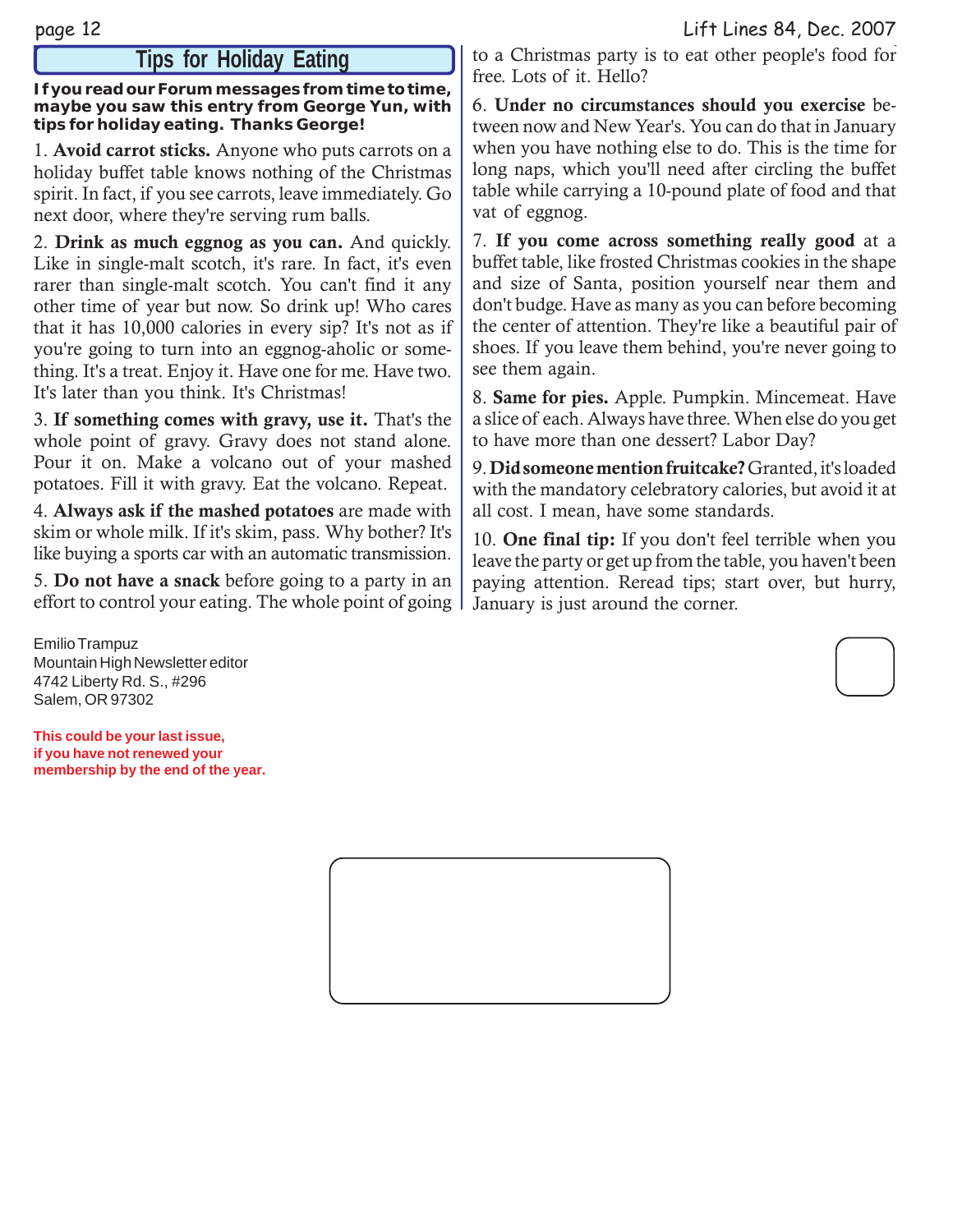## Tips for Holiday Eating

**If you read our Forum messages from time to time, maybe you saw this entry from George Yun, with tips for holiday eating. Thanks George!**

1. **Avoid carrot sticks.** Anyone who puts carrots on a holiday buffet table knows nothing of the Christmas spirit. In fact, if you see carrots, leave immediately. Go next door, where they're serving rum balls.

2. **Drink as much eggnog as you can.** And quickly. Like in single-malt scotch, it's rare. In fact, it's even rarer than single-malt scotch. You can't find it any other time of year but now. So drink up! Who cares that it has 10,000 calories in every sip? It's not as if you're going to turn into an eggnog-aholic or something. It's a treat. Enjoy it. Have one for me. Have two. It's later than you think. It's Christmas!

3. **If something comes with gravy, use it.** That's the whole point of gravy. Gravy does not stand alone. Pour it on. Make a volcano out of your mashed potatoes. Fill it with gravy. Eat the volcano. Repeat.

4. **Always ask if the mashed potatoes** are made with skim or whole milk. If it's skim, pass. Why bother? It's like buying a sports car with an automatic transmission.

5. **Do not have a snack** before going to a party in an effort to control your eating. The whole point of going to a Christmas party is to eat other people's food for free. Lots of it. Hello?

6. **Under no circumstances should you exercise** between now and New Year's. You can do that in January when you have nothing else to do. This is the time for long naps, which you'll need after circling the buffet table while carrying a 10-pound plate of food and that vat of eggnog.

7. **If you come across something really good** at a buffet table, like frosted Christmas cookies in the shape and size of Santa, position yourself near them and don't budge. Have as many as you can before becoming the center of attention. They're like a beautiful pair of shoes. If you leave them behind, you're never going to see them again.

8. **Same for pies.** Apple. Pumpkin. Mincemeat. Have a slice of each. Always have three. When else do you get to have more than one dessert? Labor Day?

9. **Did someone mention fruitcake?** Granted, it's loaded with the mandatory celebratory calories, but avoid it at all cost. I mean, have some standards.

10. **One final tip:** If you don't feel terrible when you leave the party or get up from the table, you haven't been paying attention. Reread tips; start over, but hurry, January is just around the corner.

Emilio Trampuz
Mountain High Newsletter editor
4742 Liberty Rd. S., #296
Salem, OR 97302

**This could be your last issue, if you have not renewed your membership by the end of the year.**